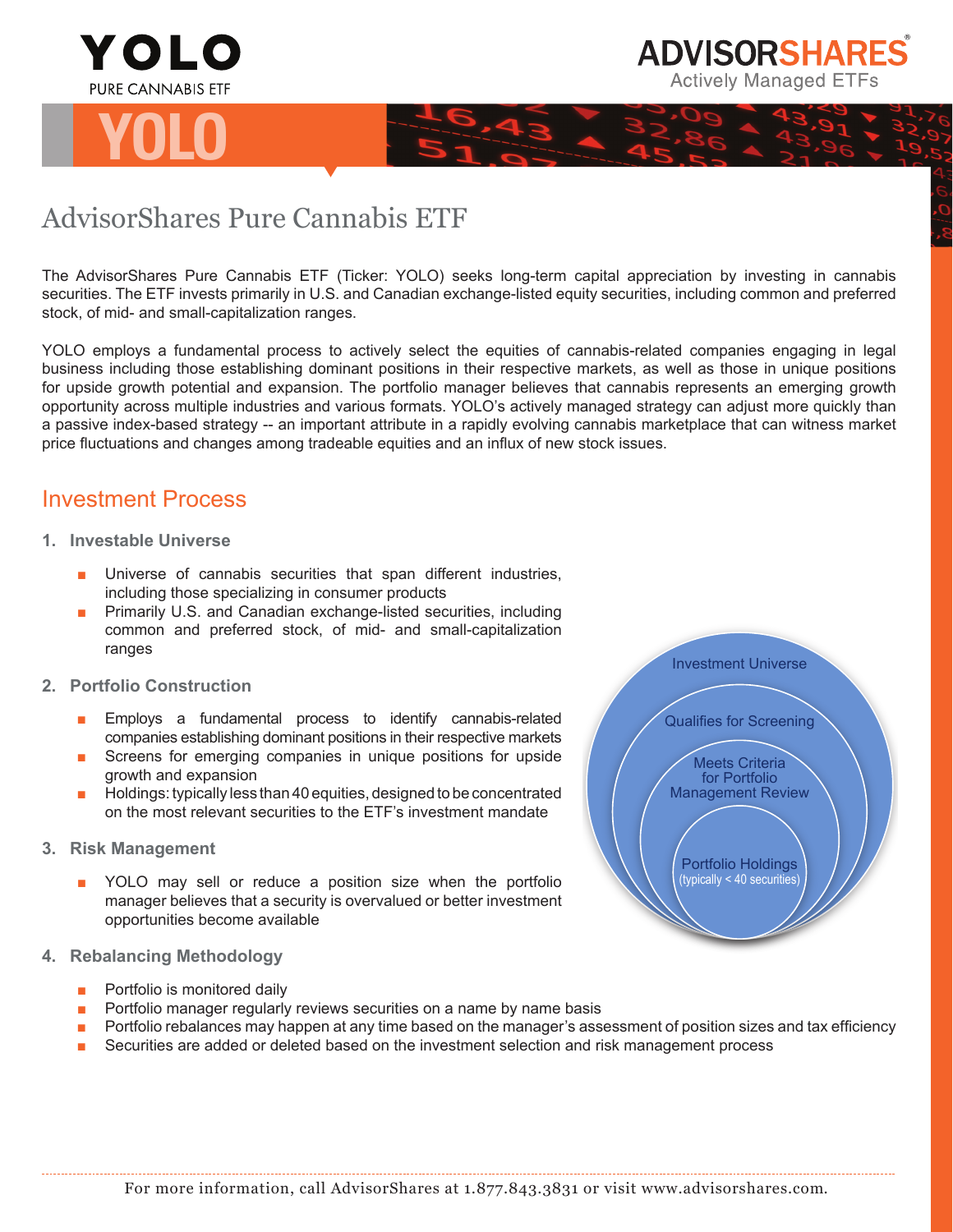YOLO

PURE CANNABIS ETF

ADVISORSHARES

Actively Managed ETFs

# YOLO

## AdvisorShares Pure Cannabis ETF

The AdvisorShares Pure Cannabis ETF (Ticker: YOLO) seeks long-term capital appreciation by investing in cannabis securities. The ETF invests primarily in U.S. and Canadian exchange-listed equity securities, including common and preferred stock, of mid- and small-capitalization ranges.

YOLO employs a fundamental process to actively select the equities of cannabis-related companies engaging in legal business including those establishing dominant positions in their respective markets, as well as those in unique positions for upside growth potential and expansion. The portfolio manager believes that cannabis represents an emerging growth opportunity across multiple industries and various formats. YOLO's actively managed strategy can adjust more quickly than a passive index-based strategy -- an important attribute in a rapidly evolving cannabis marketplace that can witness market price fluctuations and changes among tradeable equities and an influx of new stock issues.

## Investment Process

1. **Investable Universe**
   - Universe of cannabis securities that span different industries, including those specializing in consumer products
   - Primarily U.S. and Canadian exchange-listed securities, including common and preferred stock, of mid- and small-capitalization ranges
2. **Portfolio Construction**
   - Employs a fundamental process to identify cannabis-related companies establishing dominant positions in their respective markets
   - Screens for emerging companies in unique positions for upside growth and expansion
   - Holdings: typically less than 40 equities, designed to be concentrated on the most relevant securities to the ETF's investment mandate
3. **Risk Management**
   - YOLO may sell or reduce a position size when the portfolio manager believes that a security is overvalued or better investment opportunities become available
4. **Rebalancing Methodology**
   - Portfolio is monitored daily
   - Portfolio manager regularly reviews securities on a name by name basis
   - Portfolio rebalances may happen at any time based on the manager's assessment of position sizes and tax efficiency
   - Securities are added or deleted based on the investment selection and risk management process

Investment Universe

Qualifies for Screening

Meets Criteria for Portfolio Management Review

Portfolio Holdings (typically < 40 securities)

For more information, call AdvisorShares at 1.877.843.3831 or visit www.advisorshares.com.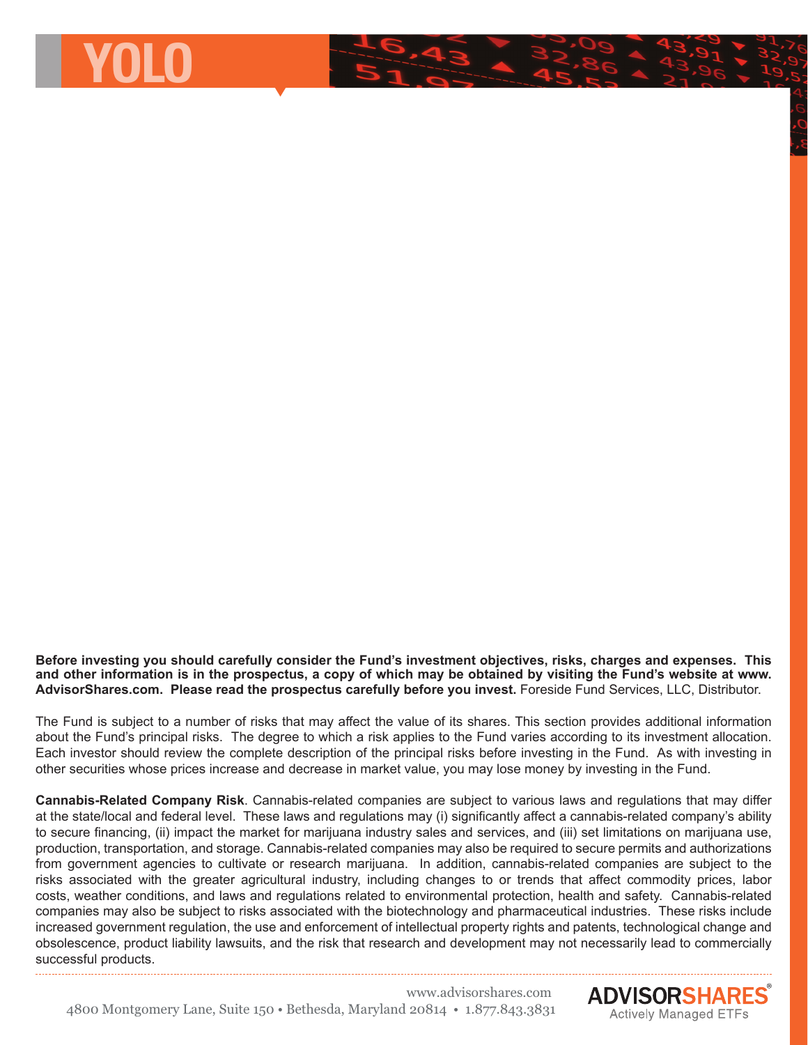# YOLO

**Before investing you should carefully consider the Fund's investment objectives, risks, charges and expenses. This and other information is in the prospectus, a copy of which may be obtained by visiting the Fund's website at www. AdvisorShares.com. Please read the prospectus carefully before you invest.** Foreside Fund Services, LLC, Distributor.

The Fund is subject to a number of risks that may affect the value of its shares. This section provides additional information about the Fund's principal risks. The degree to which a risk applies to the Fund varies according to its investment allocation. Each investor should review the complete description of the principal risks before investing in the Fund. As with investing in other securities whose prices increase and decrease in market value, you may lose money by investing in the Fund.

**Cannabis-Related Company Risk**. Cannabis-related companies are subject to various laws and regulations that may differ at the state/local and federal level. These laws and regulations may (i) significantly affect a cannabis-related company's ability to secure financing, (ii) impact the market for marijuana industry sales and services, and (iii) set limitations on marijuana use, production, transportation, and storage. Cannabis-related companies may also be required to secure permits and authorizations from government agencies to cultivate or research marijuana. In addition, cannabis-related companies are subject to the risks associated with the greater agricultural industry, including changes to or trends that affect commodity prices, labor costs, weather conditions, and laws and regulations related to environmental protection, health and safety. Cannabis-related companies may also be subject to risks associated with the biotechnology and pharmaceutical industries. These risks include increased government regulation, the use and enforcement of intellectual property rights and patents, technological change and obsolescence, product liability lawsuits, and the risk that research and development may not necessarily lead to commercially successful products.

www.advisorshares.com
4800 Montgomery Lane, Suite 150 • Bethesda, Maryland 20814 • 1.877.843.3831

ADVISORSHARES® Actively Managed ETFs